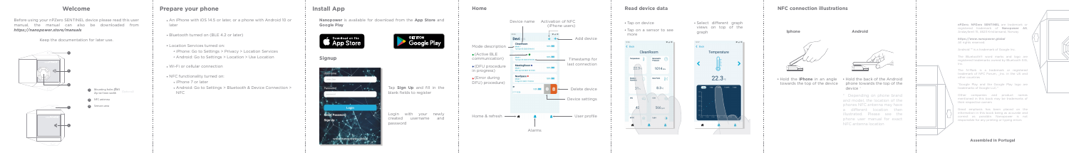## Welcome

Before using your nPZero SENTINEL device please read this user manual, the manual can also be downloaded from: ***https://nanopower.store/manuals***

Keep the documentation for later use.

- Mounting holes (M4) Do not force screws
- NFC antenna
- Sensor area

## Prepare your phone

- An iPhone with iOS 14.5 or later, or a phone with Android 10 or later
- Bluetooth turned on (BLE 4.2 or later)
- Location Services turned on:
  - iPhone: Go to Settings > Privacy > Location Services
  - Android: Go to Settings > Location > Use Location
- Wi-Fi or cellular connection
- NFC functionality turned on:
  - iPhone 7 or later
  - Android: Go to Settings > Bluetooth & Device Connection > NFC

## Install App

**Nanopower** is available for download from the **App Store** and **Google Play**

Download on the App Store

GET IT ON Google Play

### Signup

Tap **Sign Up** and fill in the blank fields to register

Login with your newly created username and password

## Home

- Device name
- Activation of NFC (iPhone users)
- Add device
- Mode description
- (Active BLE communication)
- (DFU procedure in progress)
- (Error during DFU procedure)
- Timestamp for last connection
- Delete device
- Device settings
- Home & refresh
- User profile
- Alarms

## Read device data

- Tap on device
- Tap on a sensor to see more
- Select different graph views on top of the graph

## NFC connection illustrations

**Iphone**

- Hold the **iPhone** in an angle towards the top of the device

**Android**

- Hold the back of the Android phone towards the top of the device

* Depending on phone brand and model, the location of the phones NFC antenna may have a different location than illustrated. Please see the phone user manual for exact NFC antenna location.

nPZero, NPZero SENTINEL are trademark or registered trademark of **Nanopower AS**, Grandveien 10, 4623 Kristiansand, Norway.

***https://www.nanopower.global***

All rights reserved.

Android™ is trademark of Google Inc.

The Bluetooth® word marks and logo are registered trademarks owned by Bluetooth SIG, Inc.

The N-Mark is a trademark or registered trademark of NFC Forum, Inc. in the US and other countries.

Google Play and the Google Play logo are trademarks of Google LLC.

Other companies and product names mentioned in this book may be trademarks of their respective owners.

Great emphasis has been placed on the information in this book being as accurate and correct as possible. Nanopower is not responsible for any printing or typing errors.

**Assembled in Portugal**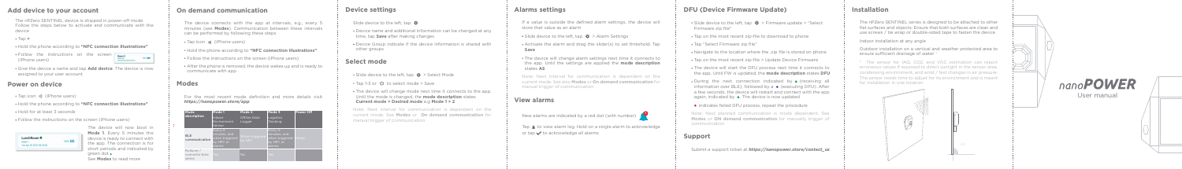## Add device to your account

The nPZero SENTINEL device is shipped in power-off mode. Follow the steps below to activate and communicate with the device

- Tap +
- Hold the phone according to **"NFC connection illustrations"**
- Follow the instructions on the screen (iPhone users)
- Give the device a name and tap **Add device**. The device is now assigned to your user account

## Power on device

- Tap icon (iPhone users)
- Hold the phone according to **"NFC connection illustrations"**
- Hold for at least 3 seconds
- Follow the instructions on the screen (iPhone users)

The device will now boot in **Mode 1**. Every 5 minutes the device is ready to connect with the app. The connection is for short periods and indicated by green dot.
See **Modes** to read more

## On demand communication

The device connects with the app at intervals, e.g., every 5 minutes (see **Modes**). Communication between these intervals can be performed by following these steps

- Tap icon (iPhone users)
- Hold the phone according to **"NFC connection illustrations"**
- Follow the instructions on the screen (iPhone users)
- After the phone is removed, the device wakes up and is ready to communicate with app

## Modes

For the most recent mode definition and more details visit ***https://nanopower.store/app***

| Mode description | Mode 1 Indoor Environment Sensor | Mode 2 Offline Data Logger | Mode 3 Logistics Tracking | Power Off |
| --- | --- | --- | --- | --- |
| BLE communication | Every 5 minutes, and when triggered by NFC or button | When triggered by NFC | Every 15 minutes, and when triggered by NFC or button | Never |
| Motion / connection alarms | No | No | Yes | |

## Device settings

Slide device to the left, tap

- Device name and additional information can be changed at any time, tap **Save** after making changes
- Device Group indicate if the device information is shared with other groups

## Select mode

- Slide device to the left, tap > Select Mode
- Tap 1-3 or to select mode > Save
- The device will change mode next time it connects to the app. Until the mode is changed, the **mode description** states: **Current mode > Desired mode** e.g **Mode 1 > 2**

Note: Next interval for communication is dependent on the current mode. See **Modes** or **On demand communication** for manual trigger of communication

## Alarms settings

If a value is outside the defined alarm settings, the device will store that value as an alarm

- Slide device to the left, tap > Alarm Settings
- Activate the alarm and drag the slider(s) to set threshold. Tap **Save**
- The device will change alarm settings next time it connects to the app. Until the settings are applied the **mode description** states **AS**

Note: Next interval for communication is dependent on the current mode. See also **Modes** or **On demand communication** for manual trigger of communication

## View alarms

New alarms are indicated by a red dot (with number)

Tap to view alarm log. Hold on a single alarm to acknowledge or tap to acknowledge all alarms

## DFU (Device Firmware Update)

- Slide device to the left, tap > Firmware update > "Select Firmware zip file"
- Tap on the most recent zip-file to download to phone
- Tap "Select Firmware zip file"
- Navigate to the location where the .zip file is stored on phone
- Tap on the most recent zip-file > Update Device Firmware
- The device will start the DFU process next time it connects to the app. Until FW is updated, the **mode description** states **DFU**
- During the next connection indicated by (receiving all information over BLE), followed by a (executing DFU). After a few seconds, the device will restart and connect with the app again, indicated by a . The device is now updated
- indicates failed DFU process, repeat the procedure

Note: Next planned communication is mode dependent. See **Modes** or **ON demand communication** for manually trigger of communication

## Support

Submit a support ticket at ***https://nanopower.store/contact_us***

## Installation

The nPZero SENTINEL device is designed to be attached to other flat surfaces and objects. Ensure that both surfaces are clean and use screws / tie wrap or double-sided tape to fasten the device

Indoor installation at any angle

Outdoor installation on a vertical and weather protected area to ensure sufficient drainage of water

!: The sensor for IAQ, CO2 and VOC estimation can report erroneous values if exposed to direct sunlight in the sensor area, condensing environment, and wind / fast changes in air pressure. The sensor needs time to adjust for its environment and is meant for installation in one location

nanoPOWER

User manual